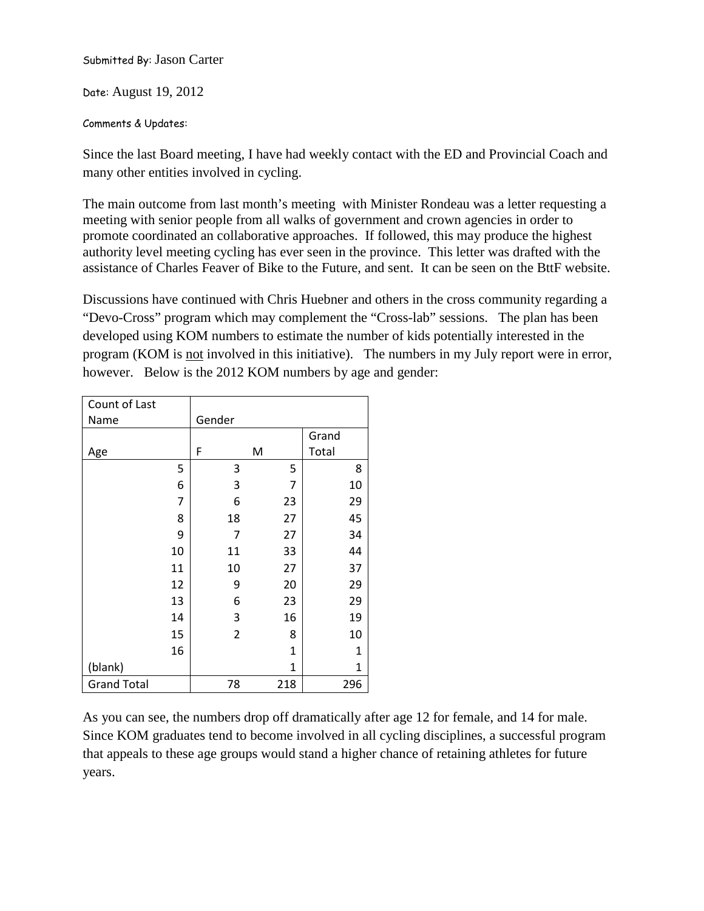Submitted By: Jason Carter

Date: August 19, 2012

Comments & Updates:

Since the last Board meeting, I have had weekly contact with the ED and Provincial Coach and many other entities involved in cycling.

The main outcome from last month's meeting with Minister Rondeau was a letter requesting a meeting with senior people from all walks of government and crown agencies in order to promote coordinated an collaborative approaches. If followed, this may produce the highest authority level meeting cycling has ever seen in the province. This letter was drafted with the assistance of Charles Feaver of Bike to the Future, and sent. It can be seen on the BttF website.

Discussions have continued with Chris Huebner and others in the cross community regarding a "Devo-Cross" program which may complement the "Cross-lab" sessions. The plan has been developed using KOM numbers to estimate the number of kids potentially interested in the program (KOM is <u>not</u> involved in this initiative). The numbers in my July report were in error, however. Below is the 2012 KOM numbers by age and gender:

| Count of Last Name | Gender | | |
|---|---|---|---|
| Age | F | M | Grand Total |
| 5 | 3 | 5 | 8 |
| 6 | 3 | 7 | 10 |
| 7 | 6 | 23 | 29 |
| 8 | 18 | 27 | 45 |
| 9 | 7 | 27 | 34 |
| 10 | 11 | 33 | 44 |
| 11 | 10 | 27 | 37 |
| 12 | 9 | 20 | 29 |
| 13 | 6 | 23 | 29 |
| 14 | 3 | 16 | 19 |
| 15 | 2 | 8 | 10 |
| 16 | | 1 | 1 |
| (blank) | | 1 | 1 |
| Grand Total | 78 | 218 | 296 |

As you can see, the numbers drop off dramatically after age 12 for female, and 14 for male. Since KOM graduates tend to become involved in all cycling disciplines, a successful program that appeals to these age groups would stand a higher chance of retaining athletes for future years.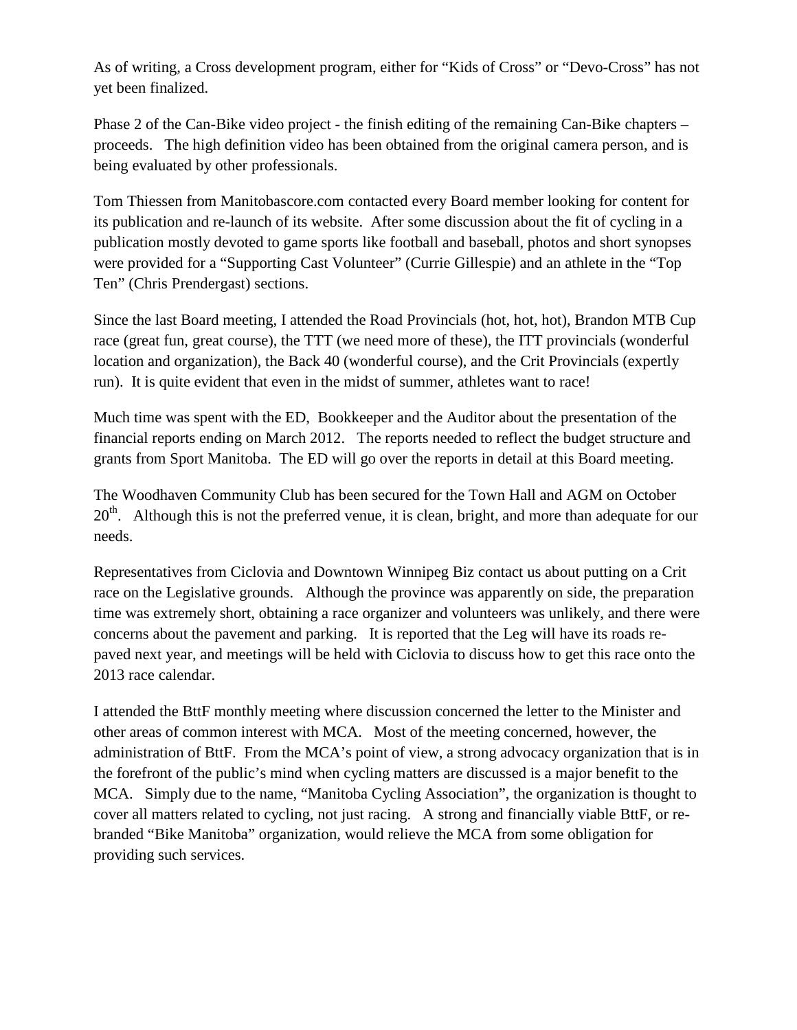As of writing, a Cross development program, either for "Kids of Cross" or "Devo-Cross" has not yet been finalized.

Phase 2 of the Can-Bike video project - the finish editing of the remaining Can-Bike chapters – proceeds. The high definition video has been obtained from the original camera person, and is being evaluated by other professionals.

Tom Thiessen from Manitobascore.com contacted every Board member looking for content for its publication and re-launch of its website. After some discussion about the fit of cycling in a publication mostly devoted to game sports like football and baseball, photos and short synopses were provided for a "Supporting Cast Volunteer" (Currie Gillespie) and an athlete in the "Top Ten" (Chris Prendergast) sections.

Since the last Board meeting, I attended the Road Provincials (hot, hot, hot), Brandon MTB Cup race (great fun, great course), the TTT (we need more of these), the ITT provincials (wonderful location and organization), the Back 40 (wonderful course), and the Crit Provincials (expertly run). It is quite evident that even in the midst of summer, athletes want to race!

Much time was spent with the ED, Bookkeeper and the Auditor about the presentation of the financial reports ending on March 2012. The reports needed to reflect the budget structure and grants from Sport Manitoba. The ED will go over the reports in detail at this Board meeting.

The Woodhaven Community Club has been secured for the Town Hall and AGM on October 20th. Although this is not the preferred venue, it is clean, bright, and more than adequate for our needs.

Representatives from Ciclovia and Downtown Winnipeg Biz contact us about putting on a Crit race on the Legislative grounds. Although the province was apparently on side, the preparation time was extremely short, obtaining a race organizer and volunteers was unlikely, and there were concerns about the pavement and parking. It is reported that the Leg will have its roads re-paved next year, and meetings will be held with Ciclovia to discuss how to get this race onto the 2013 race calendar.

I attended the BttF monthly meeting where discussion concerned the letter to the Minister and other areas of common interest with MCA. Most of the meeting concerned, however, the administration of BttF. From the MCA's point of view, a strong advocacy organization that is in the forefront of the public's mind when cycling matters are discussed is a major benefit to the MCA. Simply due to the name, "Manitoba Cycling Association", the organization is thought to cover all matters related to cycling, not just racing. A strong and financially viable BttF, or re-branded "Bike Manitoba" organization, would relieve the MCA from some obligation for providing such services.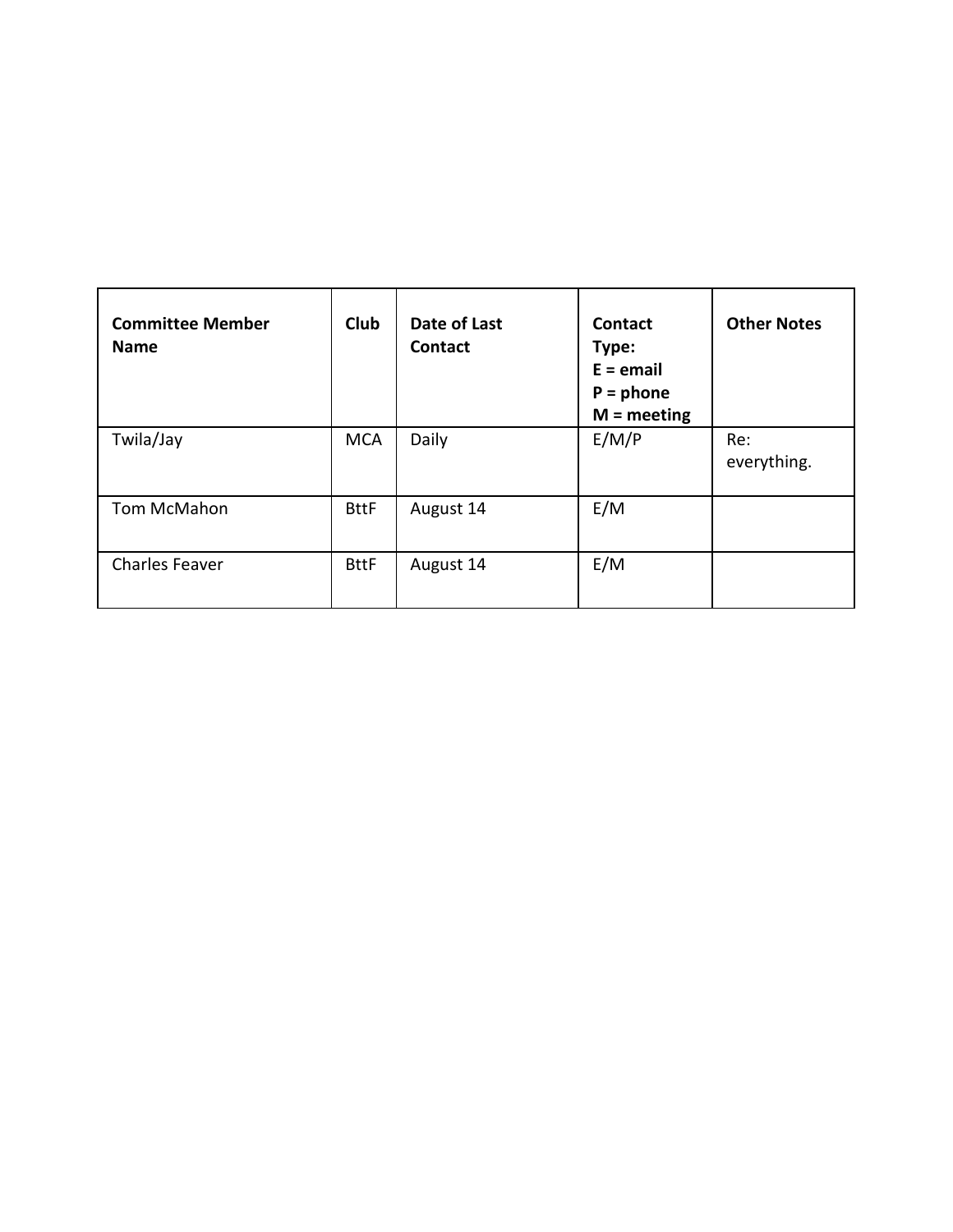| Committee Member Name | Club | Date of Last Contact | Contact Type: E = email P = phone M = meeting | Other Notes |
|---|---|---|---|---|
| Twila/Jay | MCA | Daily | E/M/P | Re: everything. |
| Tom McMahon | BttF | August 14 | E/M | |
| Charles Feaver | BttF | August 14 | E/M | |